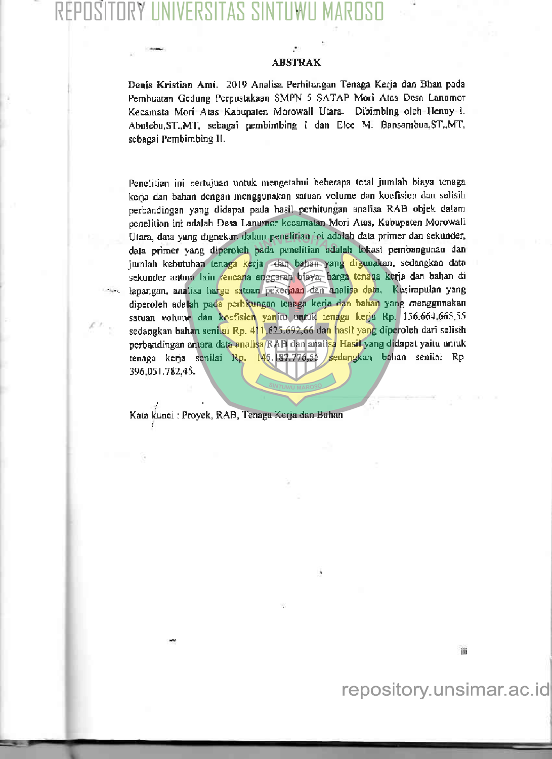# ABSTRAK

**Denis Kristian Ami.** 2019 Analisa Perhitungan Tenaga Kerja dan Bhan pada Pembuatan Gedung Perpustakaan SMPN 5 SATAP Mori Atas Desa Lanumor Kecamata Mori Atas Kabupaten Morowali Utara. Dibimbing oleh Henny I. Abulebu,ST.,MT, sebagai pembimbing I dan Eloe M. Bansambua,ST.,MT, sebagai Pembimbing II.

Penelitian ini bertujuan untuk mengetahui beberapa total jumlah biaya tenaga kerja dan bahan dengan menggunakan satuan volume dan koefisien dan selisih perbandingan yang didapat pada hasil perhitungan analisa RAB objek dalam penelitian ini adalah Desa Lanumor kecamatan Mori Atas, Kabupaten Morowali Utara, data yang dignakan dalam penelitian ini adalah data primer dan sekunder, data primer yang diperoleh pada penelitian adalah lokasi pembangunan dan jumlah kebutuhan tenaga kerja dan bahan yang digunakan, sedangkan data sekunder antara lain rencana anggaran biaya, harga tenaga kerja dan bahan di lapangan, analisa harga satuan pekerjaan dan analisa data. Kesimpulan yang diperoleh adalah pada perhitungan tenaga kerja dan bahan yang menggunakan satuan volume dan koefisien yanitu untuk tenaga kerja Rp. 156.664.665,55 sedangkan bahan senilai Rp. 411.625.692,66 dan hasil yang diperoleh dari selisih perbandingan antara data analisa RAB dan analisa Hasil yang didapat yaitu untuk tenaga kerja senilai Rp. 145.187.776,55 sedangkan bahan senilai Rp. 396.051.782,45.

Kata kunci : Proyek, RAB, Tenaga Kerja dan Bahan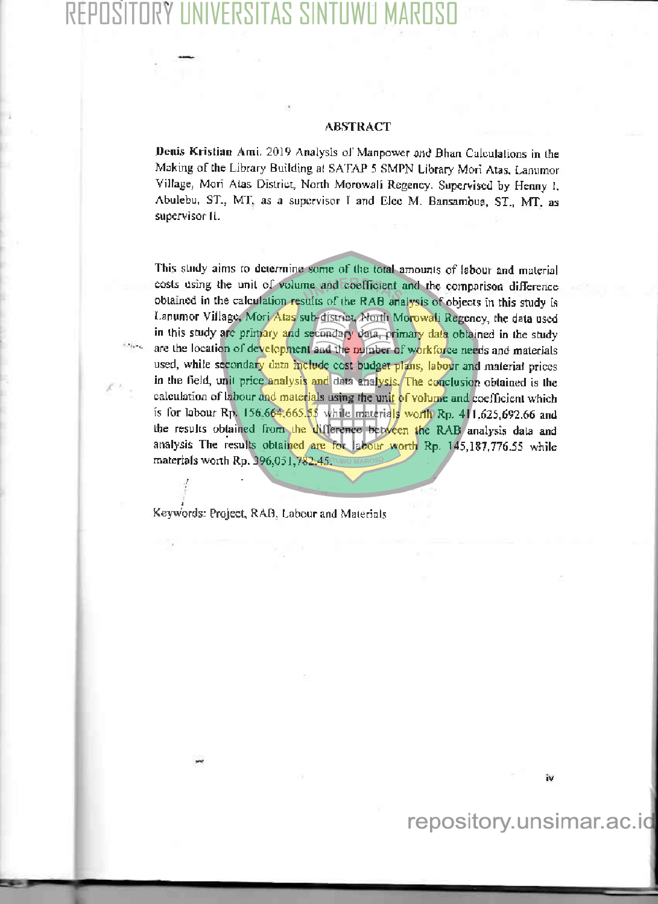## ABSTRACT

**Denis Kristian Ami.** 2019 Analysis of Manpower and Bhan Calculations in the Making of the Library Building at SATAP 5 SMPN Library Mori Atas, Lanumor Village, Mori Atas District, North Morowali Regency. Supervised by Henny I. Abulebu, ST., MT. as a supervisor I and Elee M. Bansambua, ST., MT. as supervisor II.

This study aims to determine some of the total amounts of labour and material costs using the unit of volume and coefficient and the comparison difference obtained in the calculation results of the RAB analysis of objects in this study is Lanumor Village, Mori Atas sub-district, North Morowali Regency, the data used in this study are primary and secondary data, primary data obtained in the study are the location of development and the number of workforce needs and materials used, while secondary data include cost budget plans, labour and material prices in the field, unit price analysis and data analysis. The conclusion obtained is the calculation of labour and materials using the unit of volume and coefficient which is for labour Rp. 156.664,665.55 while materials worth Rp. 411.625,692.66 and the results obtained from the difference between the RAB analysis data and analysis The results obtained are for labour worth Rp. 145,187,776.55 while materials worth Rp. 396,051,782.45.

Keywords: Project, RAB, Labour and Materials